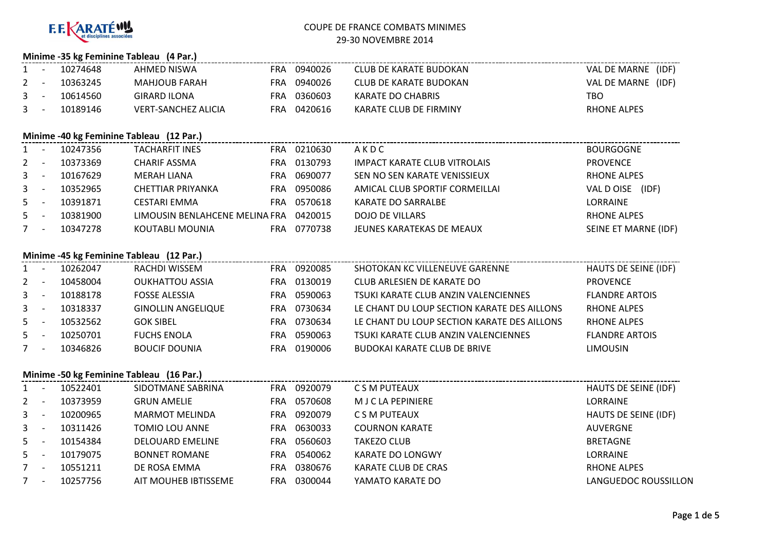F.F. KARATÉ et disciplines associées

# COUPE DE FRANCE COMBATS MINIMES

29-30 NOVEMBRE 2014

### Minime -35 kg Feminine Tableau (4 Par.)

| Rang | | Licence | Nom | Nat. | Code club | Club | Ligue |
|---|---|---|---|---|---|---|---|
| 1 | - | 10274648 | AHMED NISWA | FRA | 0940026 | CLUB DE KARATE BUDOKAN | VAL DE MARNE (IDF) |
| 2 | - | 10363245 | MAHJOUB FARAH | FRA | 0940026 | CLUB DE KARATE BUDOKAN | VAL DE MARNE (IDF) |
| 3 | - | 10614560 | GIRARD ILONA | FRA | 0360603 | KARATE DO CHABRIS | TBO |
| 3 | - | 10189146 | VERT-SANCHEZ ALICIA | FRA | 0420616 | KARATE CLUB DE FIRMINY | RHONE ALPES |

### Minime -40 kg Feminine Tableau (12 Par.)

| Rang | | Licence | Nom | Nat. | Code club | Club | Ligue |
|---|---|---|---|---|---|---|---|
| 1 | - | 10247356 | TACHARFIT INES | FRA | 0210630 | A K D C | BOURGOGNE |
| 2 | - | 10373369 | CHARIF ASSMA | FRA | 0130793 | IMPACT KARATE CLUB VITROLAIS | PROVENCE |
| 3 | - | 10167629 | MERAH LIANA | FRA | 0690077 | SEN NO SEN KARATE VENISSIEUX | RHONE ALPES |
| 3 | - | 10352965 | CHETTIAR PRIYANKA | FRA | 0950086 | AMICAL CLUB SPORTIF CORMEILLAI | VAL D OISE (IDF) |
| 5 | - | 10391871 | CESTARI EMMA | FRA | 0570618 | KARATE DO SARRALBE | LORRAINE |
| 5 | - | 10381900 | LIMOUSIN BENLAHCENE MELINA | FRA | 0420015 | DOJO DE VILLARS | RHONE ALPES |
| 7 | - | 10347278 | KOUTABLI MOUNIA | FRA | 0770738 | JEUNES KARATEKAS DE MEAUX | SEINE ET MARNE (IDF) |

### Minime -45 kg Feminine Tableau (12 Par.)

| Rang | | Licence | Nom | Nat. | Code club | Club | Ligue |
|---|---|---|---|---|---|---|---|
| 1 | - | 10262047 | RACHDI WISSEM | FRA | 0920085 | SHOTOKAN KC VILLENEUVE GARENNE | HAUTS DE SEINE (IDF) |
| 2 | - | 10458004 | OUKHATTOU ASSIA | FRA | 0130019 | CLUB ARLESIEN DE KARATE DO | PROVENCE |
| 3 | - | 10188178 | FOSSE ALESSIA | FRA | 0590063 | TSUKI KARATE CLUB ANZIN VALENCIENNES | FLANDRE ARTOIS |
| 3 | - | 10318337 | GINOLLIN ANGELIQUE | FRA | 0730634 | LE CHANT DU LOUP SECTION KARATE DES AILLONS | RHONE ALPES |
| 5 | - | 10532562 | GOK SIBEL | FRA | 0730634 | LE CHANT DU LOUP SECTION KARATE DES AILLONS | RHONE ALPES |
| 5 | - | 10250701 | FUCHS ENOLA | FRA | 0590063 | TSUKI KARATE CLUB ANZIN VALENCIENNES | FLANDRE ARTOIS |
| 7 | - | 10346826 | BOUCIF DOUNIA | FRA | 0190006 | BUDOKAI KARATE CLUB DE BRIVE | LIMOUSIN |

### Minime -50 kg Feminine Tableau (16 Par.)

| Rang | | Licence | Nom | Nat. | Code club | Club | Ligue |
|---|---|---|---|---|---|---|---|
| 1 | - | 10522401 | SIDOTMANE SABRINA | FRA | 0920079 | C S M PUTEAUX | HAUTS DE SEINE (IDF) |
| 2 | - | 10373959 | GRUN AMELIE | FRA | 0570608 | M J C LA PEPINIERE | LORRAINE |
| 3 | - | 10200965 | MARMOT MELINDA | FRA | 0920079 | C S M PUTEAUX | HAUTS DE SEINE (IDF) |
| 3 | - | 10311426 | TOMIO LOU ANNE | FRA | 0630033 | COURNON KARATE | AUVERGNE |
| 5 | - | 10154384 | DELOUARD EMELINE | FRA | 0560603 | TAKEZO CLUB | BRETAGNE |
| 5 | - | 10179075 | BONNET ROMANE | FRA | 0540062 | KARATE DO LONGWY | LORRAINE |
| 7 | - | 10551211 | DE ROSA EMMA | FRA | 0380676 | KARATE CLUB DE CRAS | RHONE ALPES |
| 7 | - | 10257756 | AIT MOUHEB IBTISSEME | FRA | 0300044 | YAMATO KARATE DO | LANGUEDOC ROUSSILLON |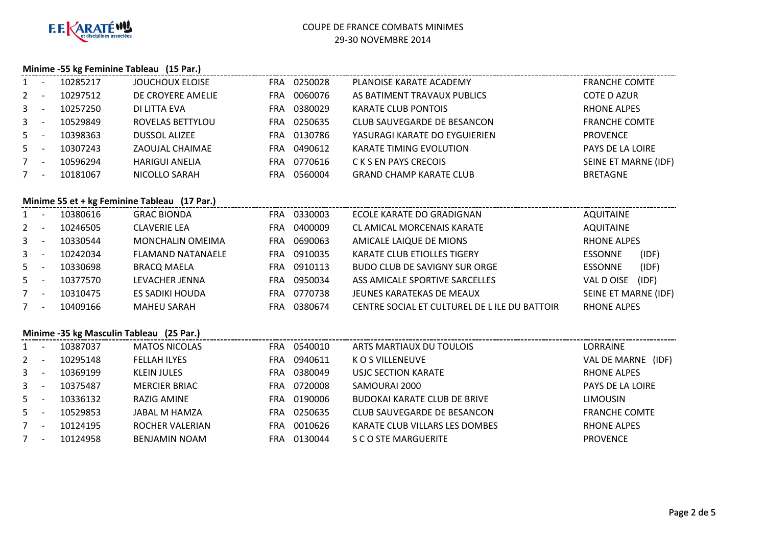COUPE DE FRANCE COMBATS MINIMES
29-30 NOVEMBRE 2014

### Minime -55 kg Feminine Tableau (15 Par.)

| | | | | | | | |
|---|---|---|---|---|---|---|---|
| 1 | - | 10285217 | JOUCHOUX ELOISE | FRA | 0250028 | PLANOISE KARATE ACADEMY | FRANCHE COMTE |
| 2 | - | 10297512 | DE CROYERE AMELIE | FRA | 0060076 | AS BATIMENT TRAVAUX PUBLICS | COTE D AZUR |
| 3 | - | 10257250 | DI LITTA EVA | FRA | 0380029 | KARATE CLUB PONTOIS | RHONE ALPES |
| 3 | - | 10529849 | ROVELAS BETTYLOU | FRA | 0250635 | CLUB SAUVEGARDE DE BESANCON | FRANCHE COMTE |
| 5 | - | 10398363 | DUSSOL ALIZEE | FRA | 0130786 | YASURAGI KARATE DO EYGUIERIEN | PROVENCE |
| 5 | - | 10307243 | ZAOUJAL CHAIMAE | FRA | 0490612 | KARATE TIMING EVOLUTION | PAYS DE LA LOIRE |
| 7 | - | 10596294 | HARIGUI ANELIA | FRA | 0770616 | C K S EN PAYS CRECOIS | SEINE ET MARNE (IDF) |
| 7 | - | 10181067 | NICOLLO SARAH | FRA | 0560004 | GRAND CHAMP KARATE CLUB | BRETAGNE |

### Minime 55 et + kg Feminine Tableau (17 Par.)

| | | | | | | | |
|---|---|---|---|---|---|---|---|
| 1 | - | 10380616 | GRAC BIONDA | FRA | 0330003 | ECOLE KARATE DO GRADIGNAN | AQUITAINE |
| 2 | - | 10246505 | CLAVERIE LEA | FRA | 0400009 | CL AMICAL MORCENAIS KARATE | AQUITAINE |
| 3 | - | 10330544 | MONCHALIN OMEIMA | FRA | 0690063 | AMICALE LAIQUE DE MIONS | RHONE ALPES |
| 3 | - | 10242034 | FLAMAND NATANAELE | FRA | 0910035 | KARATE CLUB ETIOLLES TIGERY | ESSONNE (IDF) |
| 5 | - | 10330698 | BRACQ MAELA | FRA | 0910113 | BUDO CLUB DE SAVIGNY SUR ORGE | ESSONNE (IDF) |
| 5 | - | 10377570 | LEVACHER JENNA | FRA | 0950034 | ASS AMICALE SPORTIVE SARCELLES | VAL D OISE (IDF) |
| 7 | - | 10310475 | ES SADIKI HOUDA | FRA | 0770738 | JEUNES KARATEKAS DE MEAUX | SEINE ET MARNE (IDF) |
| 7 | - | 10409166 | MAHEU SARAH | FRA | 0380674 | CENTRE SOCIAL ET CULTUREL DE L ILE DU BATTOIR | RHONE ALPES |

### Minime -35 kg Masculin Tableau (25 Par.)

| | | | | | | | |
|---|---|---|---|---|---|---|---|
| 1 | - | 10387037 | MATOS NICOLAS | FRA | 0540010 | ARTS MARTIAUX DU TOULOIS | LORRAINE |
| 2 | - | 10295148 | FELLAH ILYES | FRA | 0940611 | K O S VILLENEUVE | VAL DE MARNE (IDF) |
| 3 | - | 10369199 | KLEIN JULES | FRA | 0380049 | USJC SECTION KARATE | RHONE ALPES |
| 3 | - | 10375487 | MERCIER BRIAC | FRA | 0720008 | SAMOURAI 2000 | PAYS DE LA LOIRE |
| 5 | - | 10336132 | RAZIG AMINE | FRA | 0190006 | BUDOKAI KARATE CLUB DE BRIVE | LIMOUSIN |
| 5 | - | 10529853 | JABAL M HAMZA | FRA | 0250635 | CLUB SAUVEGARDE DE BESANCON | FRANCHE COMTE |
| 7 | - | 10124195 | ROCHER VALERIAN | FRA | 0010626 | KARATE CLUB VILLARS LES DOMBES | RHONE ALPES |
| 7 | - | 10124958 | BENJAMIN NOAM | FRA | 0130044 | S C O STE MARGUERITE | PROVENCE |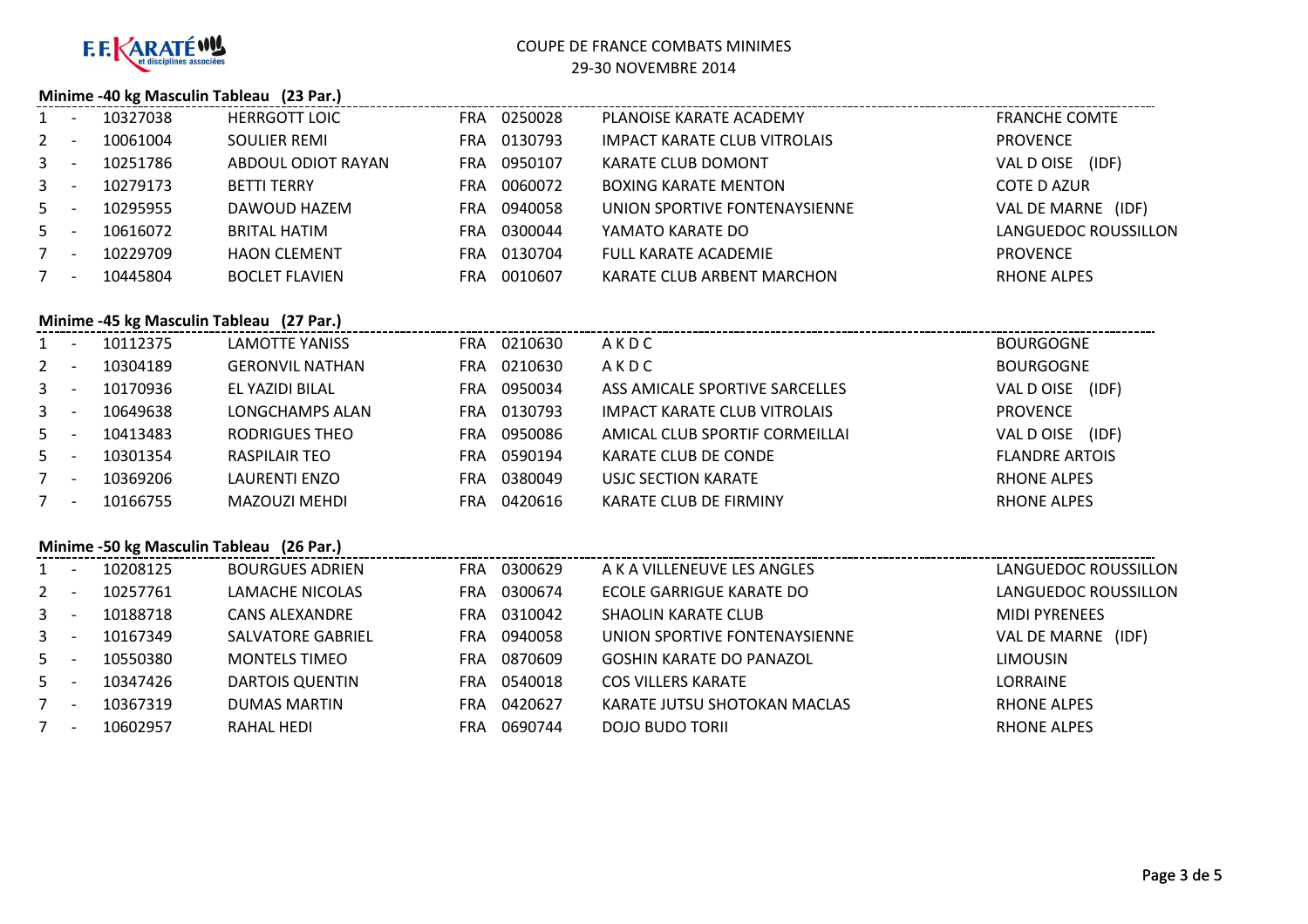F.F.KARATÉ et disciplines associées

COUPE DE FRANCE COMBATS MINIMES
29-30 NOVEMBRE 2014

### Minime -40 kg Masculin Tableau (23 Par.)

| Rang | | Licence | Nom | Pays | Club N° | Club | Ligue |
|---|---|---|---|---|---|---|---|
| 1 | - | 10327038 | HERRGOTT LOIC | FRA | 0250028 | PLANOISE KARATE ACADEMY | FRANCHE COMTE |
| 2 | - | 10061004 | SOULIER REMI | FRA | 0130793 | IMPACT KARATE CLUB VITROLAIS | PROVENCE |
| 3 | - | 10251786 | ABDOUL ODIOT RAYAN | FRA | 0950107 | KARATE CLUB DOMONT | VAL D OISE (IDF) |
| 3 | - | 10279173 | BETTI TERRY | FRA | 0060072 | BOXING KARATE MENTON | COTE D AZUR |
| 5 | - | 10295955 | DAWOUD HAZEM | FRA | 0940058 | UNION SPORTIVE FONTENAYSIENNE | VAL DE MARNE (IDF) |
| 5 | - | 10616072 | BRITAL HATIM | FRA | 0300044 | YAMATO KARATE DO | LANGUEDOC ROUSSILLON |
| 7 | - | 10229709 | HAON CLEMENT | FRA | 0130704 | FULL KARATE ACADEMIE | PROVENCE |
| 7 | - | 10445804 | BOCLET FLAVIEN | FRA | 0010607 | KARATE CLUB ARBENT MARCHON | RHONE ALPES |

### Minime -45 kg Masculin Tableau (27 Par.)

| Rang | | Licence | Nom | Pays | Club N° | Club | Ligue |
|---|---|---|---|---|---|---|---|
| 1 | - | 10112375 | LAMOTTE YANISS | FRA | 0210630 | A K D C | BOURGOGNE |
| 2 | - | 10304189 | GERONVIL NATHAN | FRA | 0210630 | A K D C | BOURGOGNE |
| 3 | - | 10170936 | EL YAZIDI BILAL | FRA | 0950034 | ASS AMICALE SPORTIVE SARCELLES | VAL D OISE (IDF) |
| 3 | - | 10649638 | LONGCHAMPS ALAN | FRA | 0130793 | IMPACT KARATE CLUB VITROLAIS | PROVENCE |
| 5 | - | 10413483 | RODRIGUES THEO | FRA | 0950086 | AMICAL CLUB SPORTIF CORMEILLAI | VAL D OISE (IDF) |
| 5 | - | 10301354 | RASPILAIR TEO | FRA | 0590194 | KARATE CLUB DE CONDE | FLANDRE ARTOIS |
| 7 | - | 10369206 | LAURENTI ENZO | FRA | 0380049 | USJC SECTION KARATE | RHONE ALPES |
| 7 | - | 10166755 | MAZOUZI MEHDI | FRA | 0420616 | KARATE CLUB DE FIRMINY | RHONE ALPES |

### Minime -50 kg Masculin Tableau (26 Par.)

| Rang | | Licence | Nom | Pays | Club N° | Club | Ligue |
|---|---|---|---|---|---|---|---|
| 1 | - | 10208125 | BOURGUES ADRIEN | FRA | 0300629 | A K A VILLENEUVE LES ANGLES | LANGUEDOC ROUSSILLON |
| 2 | - | 10257761 | LAMACHE NICOLAS | FRA | 0300674 | ECOLE GARRIGUE KARATE DO | LANGUEDOC ROUSSILLON |
| 3 | - | 10188718 | CANS ALEXANDRE | FRA | 0310042 | SHAOLIN KARATE CLUB | MIDI PYRENEES |
| 3 | - | 10167349 | SALVATORE GABRIEL | FRA | 0940058 | UNION SPORTIVE FONTENAYSIENNE | VAL DE MARNE (IDF) |
| 5 | - | 10550380 | MONTELS TIMEO | FRA | 0870609 | GOSHIN KARATE DO PANAZOL | LIMOUSIN |
| 5 | - | 10347426 | DARTOIS QUENTIN | FRA | 0540018 | COS VILLERS KARATE | LORRAINE |
| 7 | - | 10367319 | DUMAS MARTIN | FRA | 0420627 | KARATE JUTSU SHOTOKAN MACLAS | RHONE ALPES |
| 7 | - | 10602957 | RAHAL HEDI | FRA | 0690744 | DOJO BUDO TORII | RHONE ALPES |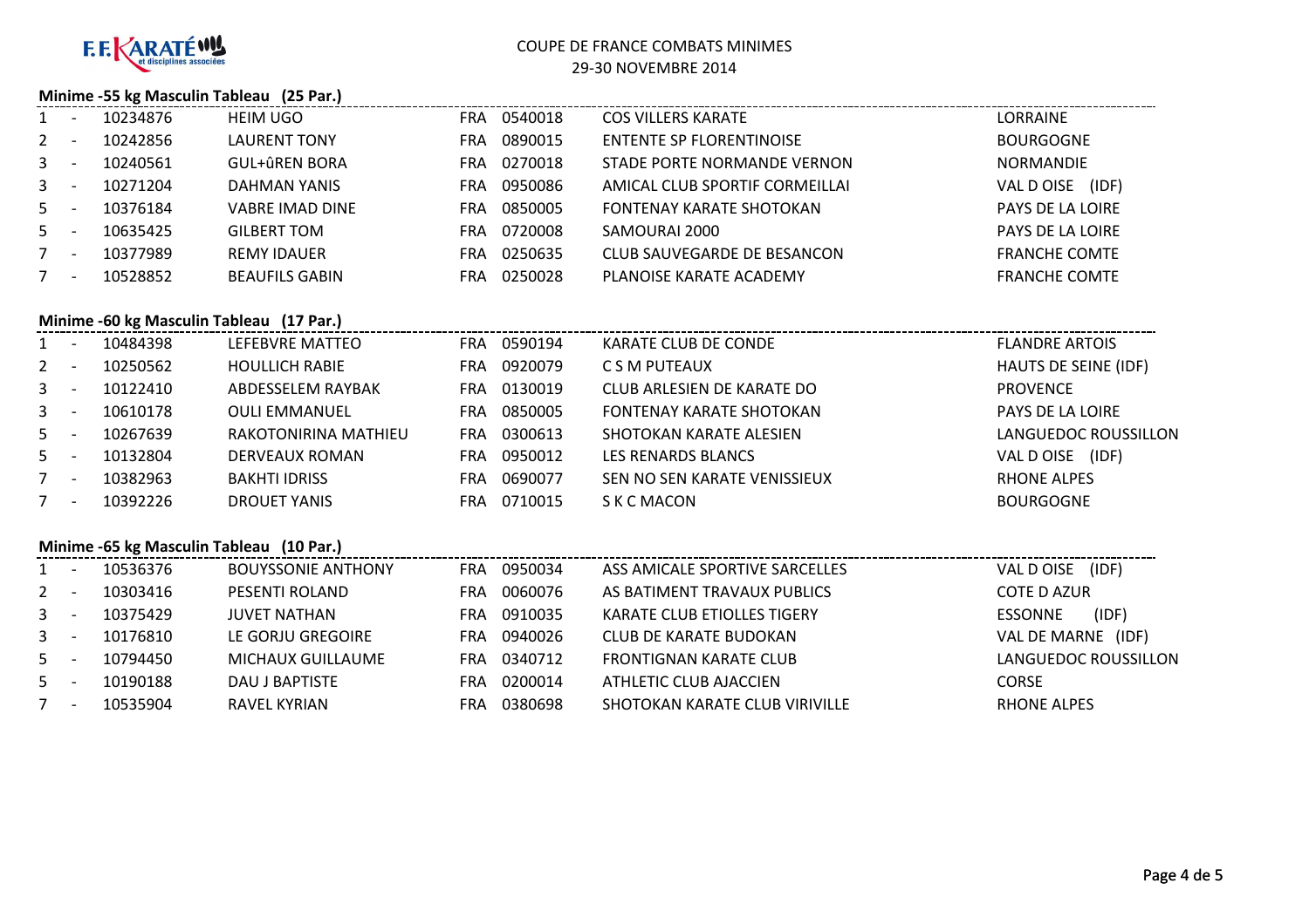F.F. KARATÉ et disciplines associées

COUPE DE FRANCE COMBATS MINIMES
29-30 NOVEMBRE 2014

## Minime -55 kg Masculin Tableau (25 Par.)

| | | | | | | | |
|---|---|---|---|---|---|---|---|
| 1 | - | 10234876 | HEIM UGO | FRA | 0540018 | COS VILLERS KARATE | LORRAINE |
| 2 | - | 10242856 | LAURENT TONY | FRA | 0890015 | ENTENTE SP FLORENTINOISE | BOURGOGNE |
| 3 | - | 10240561 | GUL+ûREN BORA | FRA | 0270018 | STADE PORTE NORMANDE VERNON | NORMANDIE |
| 3 | - | 10271204 | DAHMAN YANIS | FRA | 0950086 | AMICAL CLUB SPORTIF CORMEILLAI | VAL D OISE (IDF) |
| 5 | - | 10376184 | VABRE IMAD DINE | FRA | 0850005 | FONTENAY KARATE SHOTOKAN | PAYS DE LA LOIRE |
| 5 | - | 10635425 | GILBERT TOM | FRA | 0720008 | SAMOURAI 2000 | PAYS DE LA LOIRE |
| 7 | - | 10377989 | REMY IDAUER | FRA | 0250635 | CLUB SAUVEGARDE DE BESANCON | FRANCHE COMTE |
| 7 | - | 10528852 | BEAUFILS GABIN | FRA | 0250028 | PLANOISE KARATE ACADEMY | FRANCHE COMTE |

## Minime -60 kg Masculin Tableau (17 Par.)

| | | | | | | | |
|---|---|---|---|---|---|---|---|
| 1 | - | 10484398 | LEFEBVRE MATTEO | FRA | 0590194 | KARATE CLUB DE CONDE | FLANDRE ARTOIS |
| 2 | - | 10250562 | HOULLICH RABIE | FRA | 0920079 | C S M PUTEAUX | HAUTS DE SEINE (IDF) |
| 3 | - | 10122410 | ABDESSELEM RAYBAK | FRA | 0130019 | CLUB ARLESIEN DE KARATE DO | PROVENCE |
| 3 | - | 10610178 | OULI EMMANUEL | FRA | 0850005 | FONTENAY KARATE SHOTOKAN | PAYS DE LA LOIRE |
| 5 | - | 10267639 | RAKOTONIRINA MATHIEU | FRA | 0300613 | SHOTOKAN KARATE ALESIEN | LANGUEDOC ROUSSILLON |
| 5 | - | 10132804 | DERVEAUX ROMAN | FRA | 0950012 | LES RENARDS BLANCS | VAL D OISE (IDF) |
| 7 | - | 10382963 | BAKHTI IDRISS | FRA | 0690077 | SEN NO SEN KARATE VENISSIEUX | RHONE ALPES |
| 7 | - | 10392226 | DROUET YANIS | FRA | 0710015 | S K C MACON | BOURGOGNE |

## Minime -65 kg Masculin Tableau (10 Par.)

| | | | | | | | |
|---|---|---|---|---|---|---|---|
| 1 | - | 10536376 | BOUYSSONIE ANTHONY | FRA | 0950034 | ASS AMICALE SPORTIVE SARCELLES | VAL D OISE (IDF) |
| 2 | - | 10303416 | PESENTI ROLAND | FRA | 0060076 | AS BATIMENT TRAVAUX PUBLICS | COTE D AZUR |
| 3 | - | 10375429 | JUVET NATHAN | FRA | 0910035 | KARATE CLUB ETIOLLES TIGERY | ESSONNE (IDF) |
| 3 | - | 10176810 | LE GORJU GREGOIRE | FRA | 0940026 | CLUB DE KARATE BUDOKAN | VAL DE MARNE (IDF) |
| 5 | - | 10794450 | MICHAUX GUILLAUME | FRA | 0340712 | FRONTIGNAN KARATE CLUB | LANGUEDOC ROUSSILLON |
| 5 | - | 10190188 | DAU J BAPTISTE | FRA | 0200014 | ATHLETIC CLUB AJACCIEN | CORSE |
| 7 | - | 10535904 | RAVEL KYRIAN | FRA | 0380698 | SHOTOKAN KARATE CLUB VIRIVILLE | RHONE ALPES |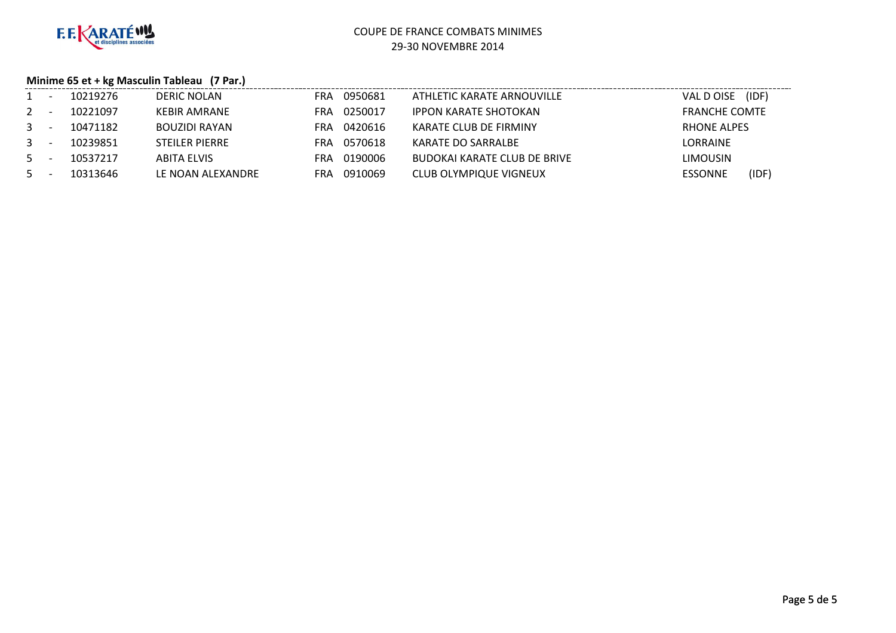COUPE DE FRANCE COMBATS MINIMES
29-30 NOVEMBRE 2014

**Minime 65 et + kg Masculin Tableau (7 Par.)**

| | | | | | | | |
|---|---|---|---|---|---|---|---|
| 1 | - | 10219276 | DERIC NOLAN | FRA | 0950681 | ATHLETIC KARATE ARNOUVILLE | VAL D OISE (IDF) |
| 2 | - | 10221097 | KEBIR AMRANE | FRA | 0250017 | IPPON KARATE SHOTOKAN | FRANCHE COMTE |
| 3 | - | 10471182 | BOUZIDI RAYAN | FRA | 0420616 | KARATE CLUB DE FIRMINY | RHONE ALPES |
| 3 | - | 10239851 | STEILER PIERRE | FRA | 0570618 | KARATE DO SARRALBE | LORRAINE |
| 5 | - | 10537217 | ABITA ELVIS | FRA | 0190006 | BUDOKAI KARATE CLUB DE BRIVE | LIMOUSIN |
| 5 | - | 10313646 | LE NOAN ALEXANDRE | FRA | 0910069 | CLUB OLYMPIQUE VIGNEUX | ESSONNE (IDF) |